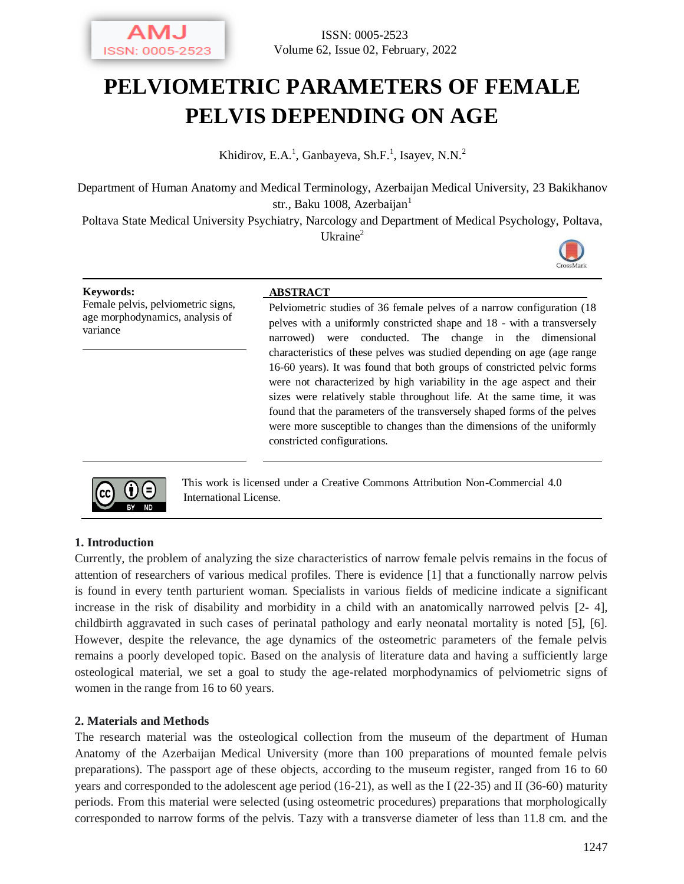# PELVIOMETRIC PARAMETERS OF FEMALE PELVIS DEPENDING ON AGE

Khidirov, E.A.[1], Ganbayeva, Sh.F.[1], Isayev, N.N.[2]

Department of Human Anatomy and Medical Terminology, Azerbaijan Medical University, 23 Bakikhanov str., Baku 1008, Azerbaijan[1]

Poltava State Medical University Psychiatry, Narcology and Department of Medical Psychology, Poltava, Ukraine[2]

**Keywords:**
Female pelvis, pelviometric signs, age morphodynamics, analysis of variance

**ABSTRACT**

Pelviometric studies of 36 female pelves of a narrow configuration (18 pelves with a uniformly constricted shape and 18 - with a transversely narrowed) were conducted. The change in the dimensional characteristics of these pelves was studied depending on age (age range 16-60 years). It was found that both groups of constricted pelvic forms were not characterized by high variability in the age aspect and their sizes were relatively stable throughout life. At the same time, it was found that the parameters of the transversely shaped forms of the pelves were more susceptible to changes than the dimensions of the uniformly constricted configurations.

This work is licensed under a Creative Commons Attribution Non-Commercial 4.0 International License.

## 1. Introduction

Currently, the problem of analyzing the size characteristics of narrow female pelvis remains in the focus of attention of researchers of various medical profiles. There is evidence [1] that a functionally narrow pelvis is found in every tenth parturient woman. Specialists in various fields of medicine indicate a significant increase in the risk of disability and morbidity in a child with an anatomically narrowed pelvis [2- 4], childbirth aggravated in such cases of perinatal pathology and early neonatal mortality is noted [5], [6]. However, despite the relevance, the age dynamics of the osteometric parameters of the female pelvis remains a poorly developed topic. Based on the analysis of literature data and having a sufficiently large osteological material, we set a goal to study the age-related morphodynamics of pelviometric signs of women in the range from 16 to 60 years.

## 2. Materials and Methods

The research material was the osteological collection from the museum of the department of Human Anatomy of the Azerbaijan Medical University (more than 100 preparations of mounted female pelvis preparations). The passport age of these objects, according to the museum register, ranged from 16 to 60 years and corresponded to the adolescent age period (16-21), as well as the I (22-35) and II (36-60) maturity periods. From this material were selected (using osteometric procedures) preparations that morphologically corresponded to narrow forms of the pelvis. Tazy with a transverse diameter of less than 11.8 cm. and the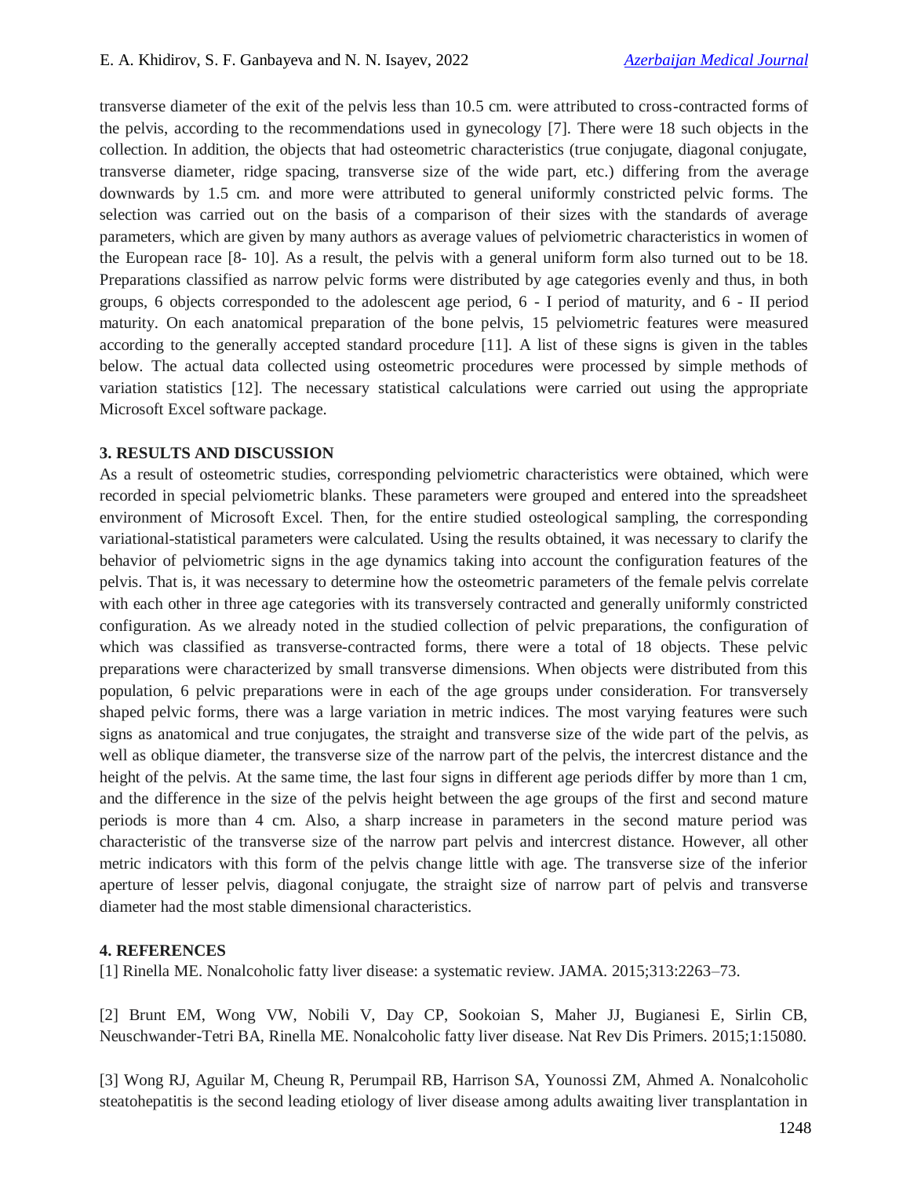transverse diameter of the exit of the pelvis less than 10.5 cm. were attributed to cross-contracted forms of the pelvis, according to the recommendations used in gynecology [7]. There were 18 such objects in the collection. In addition, the objects that had osteometric characteristics (true conjugate, diagonal conjugate, transverse diameter, ridge spacing, transverse size of the wide part, etc.) differing from the average downwards by 1.5 cm. and more were attributed to general uniformly constricted pelvic forms. The selection was carried out on the basis of a comparison of their sizes with the standards of average parameters, which are given by many authors as average values of pelviometric characteristics in women of the European race [8- 10]. As a result, the pelvis with a general uniform form also turned out to be 18. Preparations classified as narrow pelvic forms were distributed by age categories evenly and thus, in both groups, 6 objects corresponded to the adolescent age period, 6 - I period of maturity, and 6 - II period maturity. On each anatomical preparation of the bone pelvis, 15 pelviometric features were measured according to the generally accepted standard procedure [11]. A list of these signs is given in the tables below. The actual data collected using osteometric procedures were processed by simple methods of variation statistics [12]. The necessary statistical calculations were carried out using the appropriate Microsoft Excel software package.

## 3. RESULTS AND DISCUSSION

As a result of osteometric studies, corresponding pelviometric characteristics were obtained, which were recorded in special pelviometric blanks. These parameters were grouped and entered into the spreadsheet environment of Microsoft Excel. Then, for the entire studied osteological sampling, the corresponding variational-statistical parameters were calculated. Using the results obtained, it was necessary to clarify the behavior of pelviometric signs in the age dynamics taking into account the configuration features of the pelvis. That is, it was necessary to determine how the osteometric parameters of the female pelvis correlate with each other in three age categories with its transversely contracted and generally uniformly constricted configuration. As we already noted in the studied collection of pelvic preparations, the configuration of which was classified as transverse-contracted forms, there were a total of 18 objects. These pelvic preparations were characterized by small transverse dimensions. When objects were distributed from this population, 6 pelvic preparations were in each of the age groups under consideration. For transversely shaped pelvic forms, there was a large variation in metric indices. The most varying features were such signs as anatomical and true conjugates, the straight and transverse size of the wide part of the pelvis, as well as oblique diameter, the transverse size of the narrow part of the pelvis, the intercrest distance and the height of the pelvis. At the same time, the last four signs in different age periods differ by more than 1 cm, and the difference in the size of the pelvis height between the age groups of the first and second mature periods is more than 4 cm. Also, a sharp increase in parameters in the second mature period was characteristic of the transverse size of the narrow part pelvis and intercrest distance. However, all other metric indicators with this form of the pelvis change little with age. The transverse size of the inferior aperture of lesser pelvis, diagonal conjugate, the straight size of narrow part of pelvis and transverse diameter had the most stable dimensional characteristics.

## 4. REFERENCES

[1] Rinella ME. Nonalcoholic fatty liver disease: a systematic review. JAMA. 2015;313:2263–73.

[2] Brunt EM, Wong VW, Nobili V, Day CP, Sookoian S, Maher JJ, Bugianesi E, Sirlin CB, Neuschwander-Tetri BA, Rinella ME. Nonalcoholic fatty liver disease. Nat Rev Dis Primers. 2015;1:15080.

[3] Wong RJ, Aguilar M, Cheung R, Perumpail RB, Harrison SA, Younossi ZM, Ahmed A. Nonalcoholic steatohepatitis is the second leading etiology of liver disease among adults awaiting liver transplantation in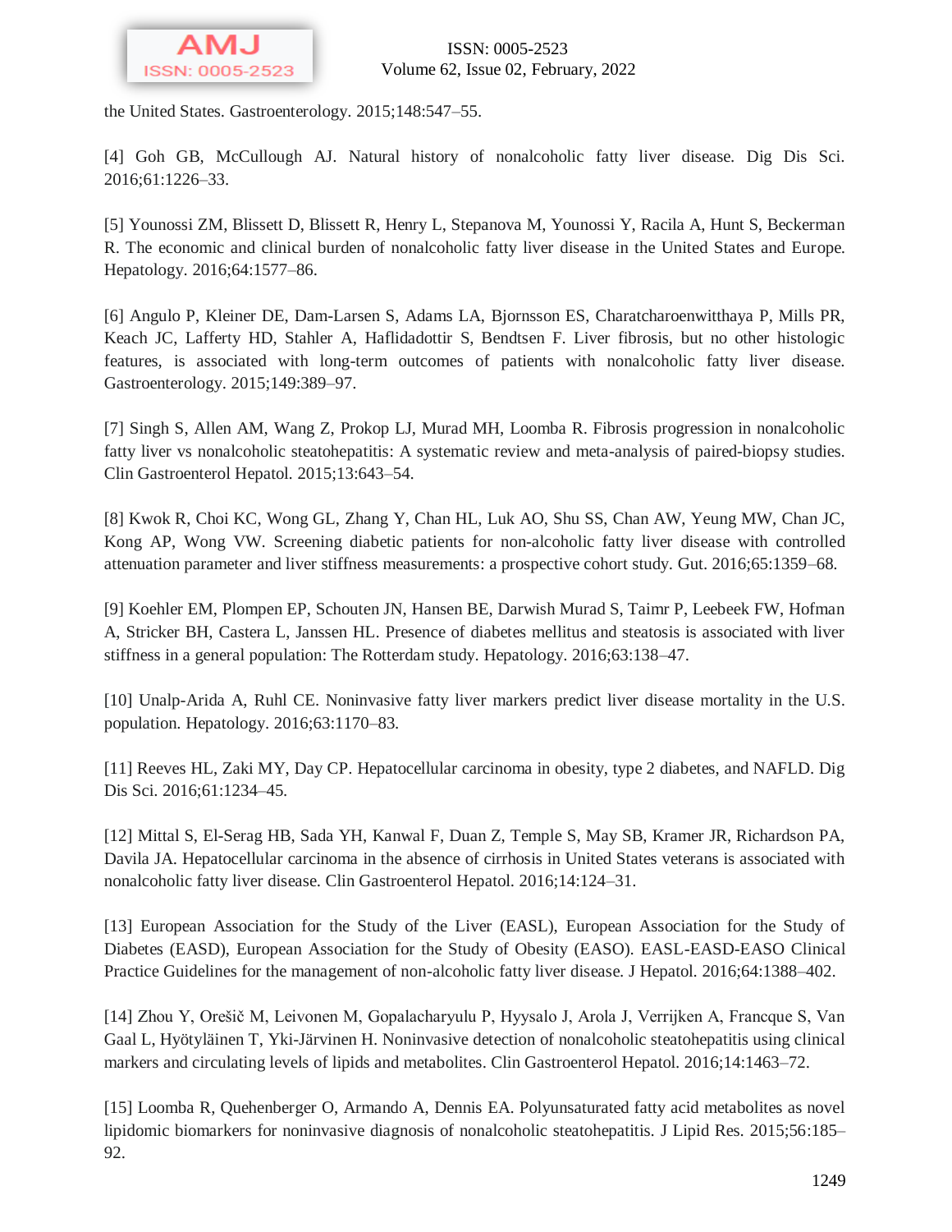the United States. Gastroenterology. 2015;148:547–55.

[4] Goh GB, McCullough AJ. Natural history of nonalcoholic fatty liver disease. Dig Dis Sci. 2016;61:1226–33.

[5] Younossi ZM, Blissett D, Blissett R, Henry L, Stepanova M, Younossi Y, Racila A, Hunt S, Beckerman R. The economic and clinical burden of nonalcoholic fatty liver disease in the United States and Europe. Hepatology. 2016;64:1577–86.

[6] Angulo P, Kleiner DE, Dam-Larsen S, Adams LA, Bjornsson ES, Charatcharoenwitthaya P, Mills PR, Keach JC, Lafferty HD, Stahler A, Haflidadottir S, Bendtsen F. Liver fibrosis, but no other histologic features, is associated with long-term outcomes of patients with nonalcoholic fatty liver disease. Gastroenterology. 2015;149:389–97.

[7] Singh S, Allen AM, Wang Z, Prokop LJ, Murad MH, Loomba R. Fibrosis progression in nonalcoholic fatty liver vs nonalcoholic steatohepatitis: A systematic review and meta-analysis of paired-biopsy studies. Clin Gastroenterol Hepatol. 2015;13:643–54.

[8] Kwok R, Choi KC, Wong GL, Zhang Y, Chan HL, Luk AO, Shu SS, Chan AW, Yeung MW, Chan JC, Kong AP, Wong VW. Screening diabetic patients for non-alcoholic fatty liver disease with controlled attenuation parameter and liver stiffness measurements: a prospective cohort study. Gut. 2016;65:1359–68.

[9] Koehler EM, Plompen EP, Schouten JN, Hansen BE, Darwish Murad S, Taimr P, Leebeek FW, Hofman A, Stricker BH, Castera L, Janssen HL. Presence of diabetes mellitus and steatosis is associated with liver stiffness in a general population: The Rotterdam study. Hepatology. 2016;63:138–47.

[10] Unalp-Arida A, Ruhl CE. Noninvasive fatty liver markers predict liver disease mortality in the U.S. population. Hepatology. 2016;63:1170–83.

[11] Reeves HL, Zaki MY, Day CP. Hepatocellular carcinoma in obesity, type 2 diabetes, and NAFLD. Dig Dis Sci. 2016;61:1234–45.

[12] Mittal S, El-Serag HB, Sada YH, Kanwal F, Duan Z, Temple S, May SB, Kramer JR, Richardson PA, Davila JA. Hepatocellular carcinoma in the absence of cirrhosis in United States veterans is associated with nonalcoholic fatty liver disease. Clin Gastroenterol Hepatol. 2016;14:124–31.

[13] European Association for the Study of the Liver (EASL), European Association for the Study of Diabetes (EASD), European Association for the Study of Obesity (EASO). EASL-EASD-EASO Clinical Practice Guidelines for the management of non-alcoholic fatty liver disease. J Hepatol. 2016;64:1388–402.

[14] Zhou Y, Orešič M, Leivonen M, Gopalacharyulu P, Hyysalo J, Arola J, Verrijken A, Francque S, Van Gaal L, Hyötyläinen T, Yki-Järvinen H. Noninvasive detection of nonalcoholic steatohepatitis using clinical markers and circulating levels of lipids and metabolites. Clin Gastroenterol Hepatol. 2016;14:1463–72.

[15] Loomba R, Quehenberger O, Armando A, Dennis EA. Polyunsaturated fatty acid metabolites as novel lipidomic biomarkers for noninvasive diagnosis of nonalcoholic steatohepatitis. J Lipid Res. 2015;56:185–92.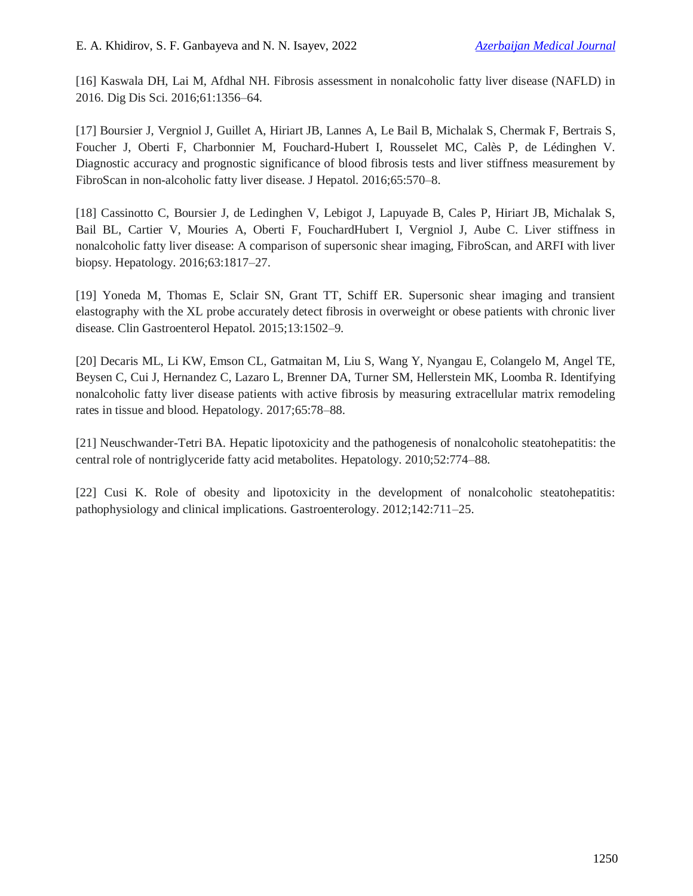[16] Kaswala DH, Lai M, Afdhal NH. Fibrosis assessment in nonalcoholic fatty liver disease (NAFLD) in 2016. Dig Dis Sci. 2016;61:1356–64.

[17] Boursier J, Vergniol J, Guillet A, Hiriart JB, Lannes A, Le Bail B, Michalak S, Chermak F, Bertrais S, Foucher J, Oberti F, Charbonnier M, Fouchard-Hubert I, Rousselet MC, Calès P, de Lédinghen V. Diagnostic accuracy and prognostic significance of blood fibrosis tests and liver stiffness measurement by FibroScan in non-alcoholic fatty liver disease. J Hepatol. 2016;65:570–8.

[18] Cassinotto C, Boursier J, de Ledinghen V, Lebigot J, Lapuyade B, Cales P, Hiriart JB, Michalak S, Bail BL, Cartier V, Mouries A, Oberti F, FouchardHubert I, Vergniol J, Aube C. Liver stiffness in nonalcoholic fatty liver disease: A comparison of supersonic shear imaging, FibroScan, and ARFI with liver biopsy. Hepatology. 2016;63:1817–27.

[19] Yoneda M, Thomas E, Sclair SN, Grant TT, Schiff ER. Supersonic shear imaging and transient elastography with the XL probe accurately detect fibrosis in overweight or obese patients with chronic liver disease. Clin Gastroenterol Hepatol. 2015;13:1502–9.

[20] Decaris ML, Li KW, Emson CL, Gatmaitan M, Liu S, Wang Y, Nyangau E, Colangelo M, Angel TE, Beysen C, Cui J, Hernandez C, Lazaro L, Brenner DA, Turner SM, Hellerstein MK, Loomba R. Identifying nonalcoholic fatty liver disease patients with active fibrosis by measuring extracellular matrix remodeling rates in tissue and blood. Hepatology. 2017;65:78–88.

[21] Neuschwander-Tetri BA. Hepatic lipotoxicity and the pathogenesis of nonalcoholic steatohepatitis: the central role of nontriglyceride fatty acid metabolites. Hepatology. 2010;52:774–88.

[22] Cusi K. Role of obesity and lipotoxicity in the development of nonalcoholic steatohepatitis: pathophysiology and clinical implications. Gastroenterology. 2012;142:711–25.